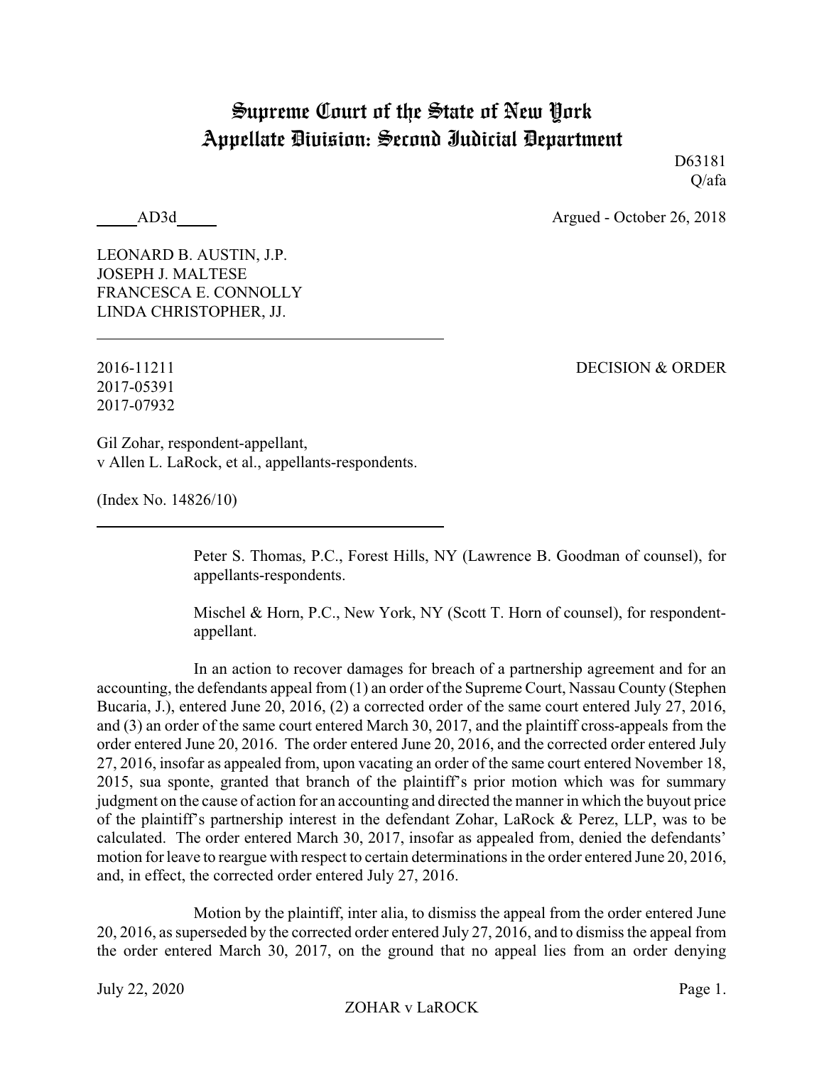# Supreme Court of the State of New York
# Appellate Division: Second Judicial Department

D63181
Q/afa

_____AD3d_____ Argued - October 26, 2018

LEONARD B. AUSTIN, J.P.
JOSEPH J. MALTESE
FRANCESCA E. CONNOLLY
LINDA CHRISTOPHER, JJ.

---

2016-11211
2017-05391
2017-07932

DECISION & ORDER

Gil Zohar, respondent-appellant,
v Allen L. LaRock, et al., appellants-respondents.

(Index No. 14826/10)

---

Peter S. Thomas, P.C., Forest Hills, NY (Lawrence B. Goodman of counsel), for appellants-respondents.

Mischel & Horn, P.C., New York, NY (Scott T. Horn of counsel), for respondent-appellant.

In an action to recover damages for breach of a partnership agreement and for an accounting, the defendants appeal from (1) an order of the Supreme Court, Nassau County (Stephen Bucaria, J.), entered June 20, 2016, (2) a corrected order of the same court entered July 27, 2016, and (3) an order of the same court entered March 30, 2017, and the plaintiff cross-appeals from the order entered June 20, 2016. The order entered June 20, 2016, and the corrected order entered July 27, 2016, insofar as appealed from, upon vacating an order of the same court entered November 18, 2015, sua sponte, granted that branch of the plaintiff's prior motion which was for summary judgment on the cause of action for an accounting and directed the manner in which the buyout price of the plaintiff's partnership interest in the defendant Zohar, LaRock & Perez, LLP, was to be calculated. The order entered March 30, 2017, insofar as appealed from, denied the defendants' motion for leave to reargue with respect to certain determinations in the order entered June 20, 2016, and, in effect, the corrected order entered July 27, 2016.

Motion by the plaintiff, inter alia, to dismiss the appeal from the order entered June 20, 2016, as superseded by the corrected order entered July 27, 2016, and to dismiss the appeal from the order entered March 30, 2017, on the ground that no appeal lies from an order denying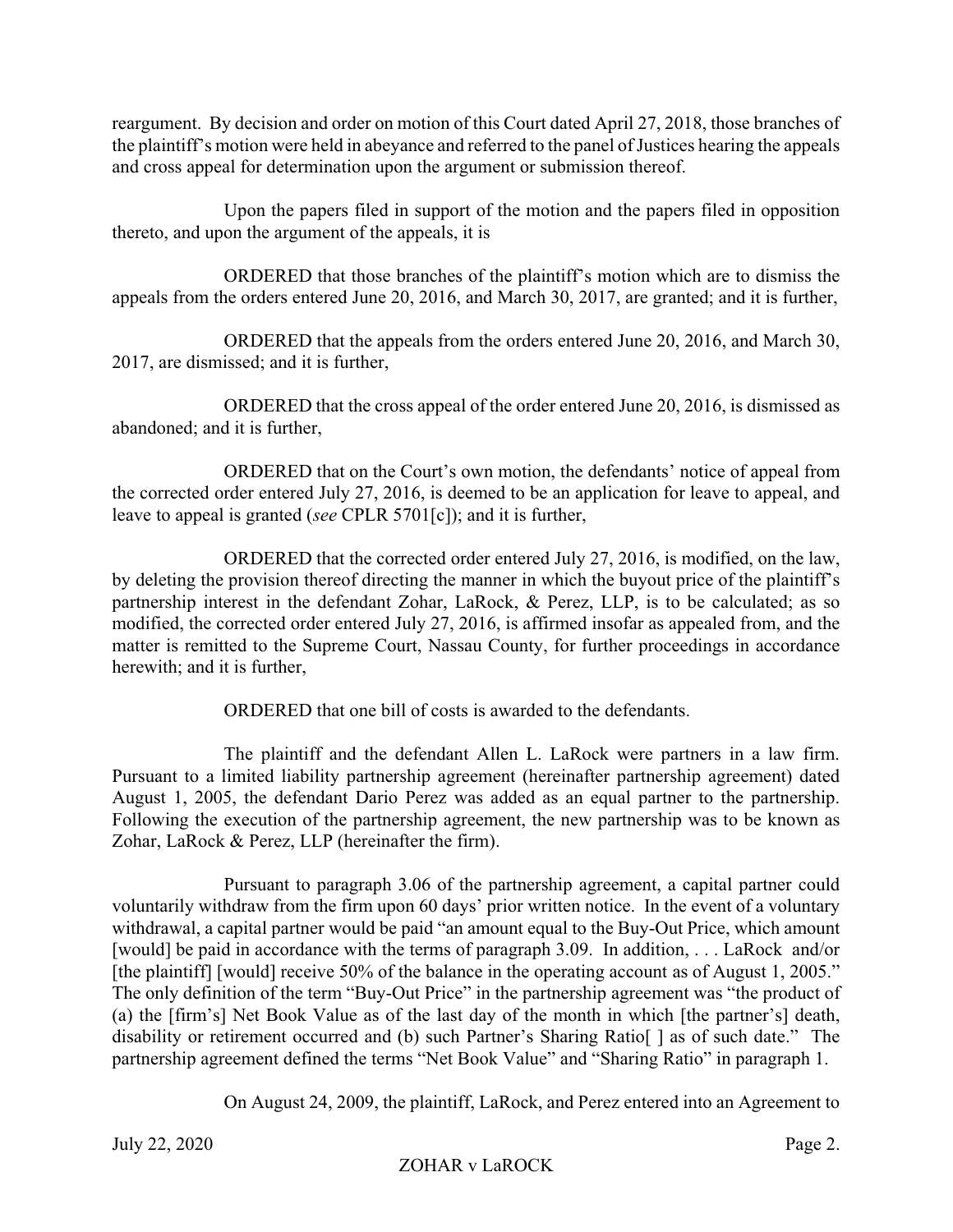reargument. By decision and order on motion of this Court dated April 27, 2018, those branches of the plaintiff's motion were held in abeyance and referred to the panel of Justices hearing the appeals and cross appeal for determination upon the argument or submission thereof.

Upon the papers filed in support of the motion and the papers filed in opposition thereto, and upon the argument of the appeals, it is

ORDERED that those branches of the plaintiff's motion which are to dismiss the appeals from the orders entered June 20, 2016, and March 30, 2017, are granted; and it is further,

ORDERED that the appeals from the orders entered June 20, 2016, and March 30, 2017, are dismissed; and it is further,

ORDERED that the cross appeal of the order entered June 20, 2016, is dismissed as abandoned; and it is further,

ORDERED that on the Court's own motion, the defendants' notice of appeal from the corrected order entered July 27, 2016, is deemed to be an application for leave to appeal, and leave to appeal is granted (*see* CPLR 5701[c]); and it is further,

ORDERED that the corrected order entered July 27, 2016, is modified, on the law, by deleting the provision thereof directing the manner in which the buyout price of the plaintiff's partnership interest in the defendant Zohar, LaRock, & Perez, LLP, is to be calculated; as so modified, the corrected order entered July 27, 2016, is affirmed insofar as appealed from, and the matter is remitted to the Supreme Court, Nassau County, for further proceedings in accordance herewith; and it is further,

ORDERED that one bill of costs is awarded to the defendants.

The plaintiff and the defendant Allen L. LaRock were partners in a law firm. Pursuant to a limited liability partnership agreement (hereinafter partnership agreement) dated August 1, 2005, the defendant Dario Perez was added as an equal partner to the partnership. Following the execution of the partnership agreement, the new partnership was to be known as Zohar, LaRock & Perez, LLP (hereinafter the firm).

Pursuant to paragraph 3.06 of the partnership agreement, a capital partner could voluntarily withdraw from the firm upon 60 days' prior written notice. In the event of a voluntary withdrawal, a capital partner would be paid "an amount equal to the Buy-Out Price, which amount [would] be paid in accordance with the terms of paragraph 3.09. In addition, . . . LaRock and/or [the plaintiff] [would] receive 50% of the balance in the operating account as of August 1, 2005." The only definition of the term "Buy-Out Price" in the partnership agreement was "the product of (a) the [firm's] Net Book Value as of the last day of the month in which [the partner's] death, disability or retirement occurred and (b) such Partner's Sharing Ratio[ ] as of such date." The partnership agreement defined the terms "Net Book Value" and "Sharing Ratio" in paragraph 1.

On August 24, 2009, the plaintiff, LaRock, and Perez entered into an Agreement to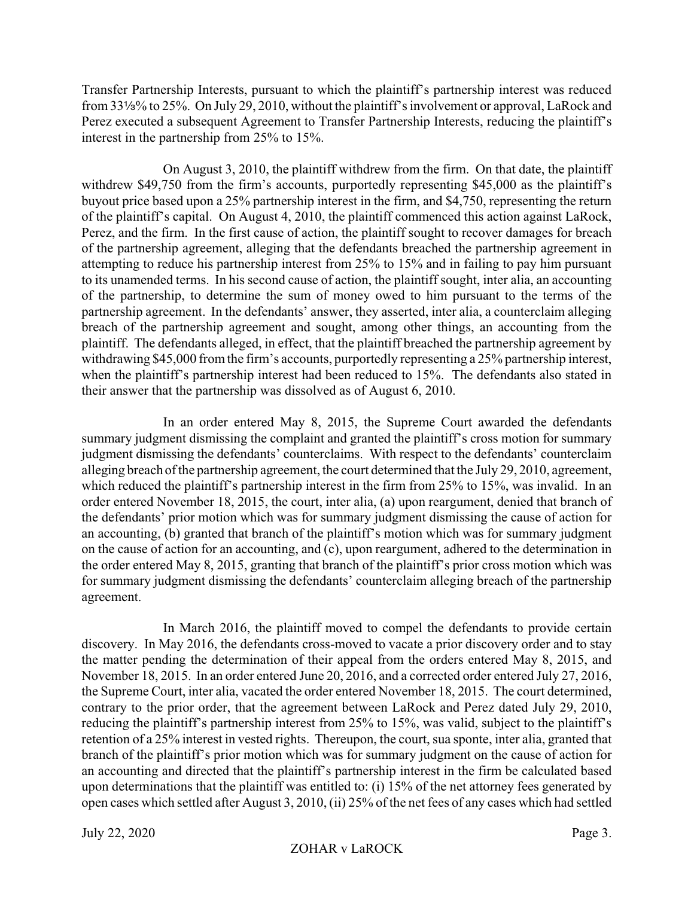Transfer Partnership Interests, pursuant to which the plaintiff's partnership interest was reduced from 33⅓% to 25%. On July 29, 2010, without the plaintiff's involvement or approval, LaRock and Perez executed a subsequent Agreement to Transfer Partnership Interests, reducing the plaintiff's interest in the partnership from 25% to 15%.

On August 3, 2010, the plaintiff withdrew from the firm. On that date, the plaintiff withdrew $49,750 from the firm's accounts, purportedly representing $45,000 as the plaintiff's buyout price based upon a 25% partnership interest in the firm, and $4,750, representing the return of the plaintiff's capital. On August 4, 2010, the plaintiff commenced this action against LaRock, Perez, and the firm. In the first cause of action, the plaintiff sought to recover damages for breach of the partnership agreement, alleging that the defendants breached the partnership agreement in attempting to reduce his partnership interest from 25% to 15% and in failing to pay him pursuant to its unamended terms. In his second cause of action, the plaintiff sought, inter alia, an accounting of the partnership, to determine the sum of money owed to him pursuant to the terms of the partnership agreement. In the defendants' answer, they asserted, inter alia, a counterclaim alleging breach of the partnership agreement and sought, among other things, an accounting from the plaintiff. The defendants alleged, in effect, that the plaintiff breached the partnership agreement by withdrawing $45,000 from the firm's accounts, purportedly representing a 25% partnership interest, when the plaintiff's partnership interest had been reduced to 15%. The defendants also stated in their answer that the partnership was dissolved as of August 6, 2010.

In an order entered May 8, 2015, the Supreme Court awarded the defendants summary judgment dismissing the complaint and granted the plaintiff's cross motion for summary judgment dismissing the defendants' counterclaims. With respect to the defendants' counterclaim alleging breach of the partnership agreement, the court determined that the July 29, 2010, agreement, which reduced the plaintiff's partnership interest in the firm from 25% to 15%, was invalid. In an order entered November 18, 2015, the court, inter alia, (a) upon reargument, denied that branch of the defendants' prior motion which was for summary judgment dismissing the cause of action for an accounting, (b) granted that branch of the plaintiff's motion which was for summary judgment on the cause of action for an accounting, and (c), upon reargument, adhered to the determination in the order entered May 8, 2015, granting that branch of the plaintiff's prior cross motion which was for summary judgment dismissing the defendants' counterclaim alleging breach of the partnership agreement.

In March 2016, the plaintiff moved to compel the defendants to provide certain discovery. In May 2016, the defendants cross-moved to vacate a prior discovery order and to stay the matter pending the determination of their appeal from the orders entered May 8, 2015, and November 18, 2015. In an order entered June 20, 2016, and a corrected order entered July 27, 2016, the Supreme Court, inter alia, vacated the order entered November 18, 2015. The court determined, contrary to the prior order, that the agreement between LaRock and Perez dated July 29, 2010, reducing the plaintiff's partnership interest from 25% to 15%, was valid, subject to the plaintiff's retention of a 25% interest in vested rights. Thereupon, the court, sua sponte, inter alia, granted that branch of the plaintiff's prior motion which was for summary judgment on the cause of action for an accounting and directed that the plaintiff's partnership interest in the firm be calculated based upon determinations that the plaintiff was entitled to: (i) 15% of the net attorney fees generated by open cases which settled after August 3, 2010, (ii) 25% of the net fees of any cases which had settled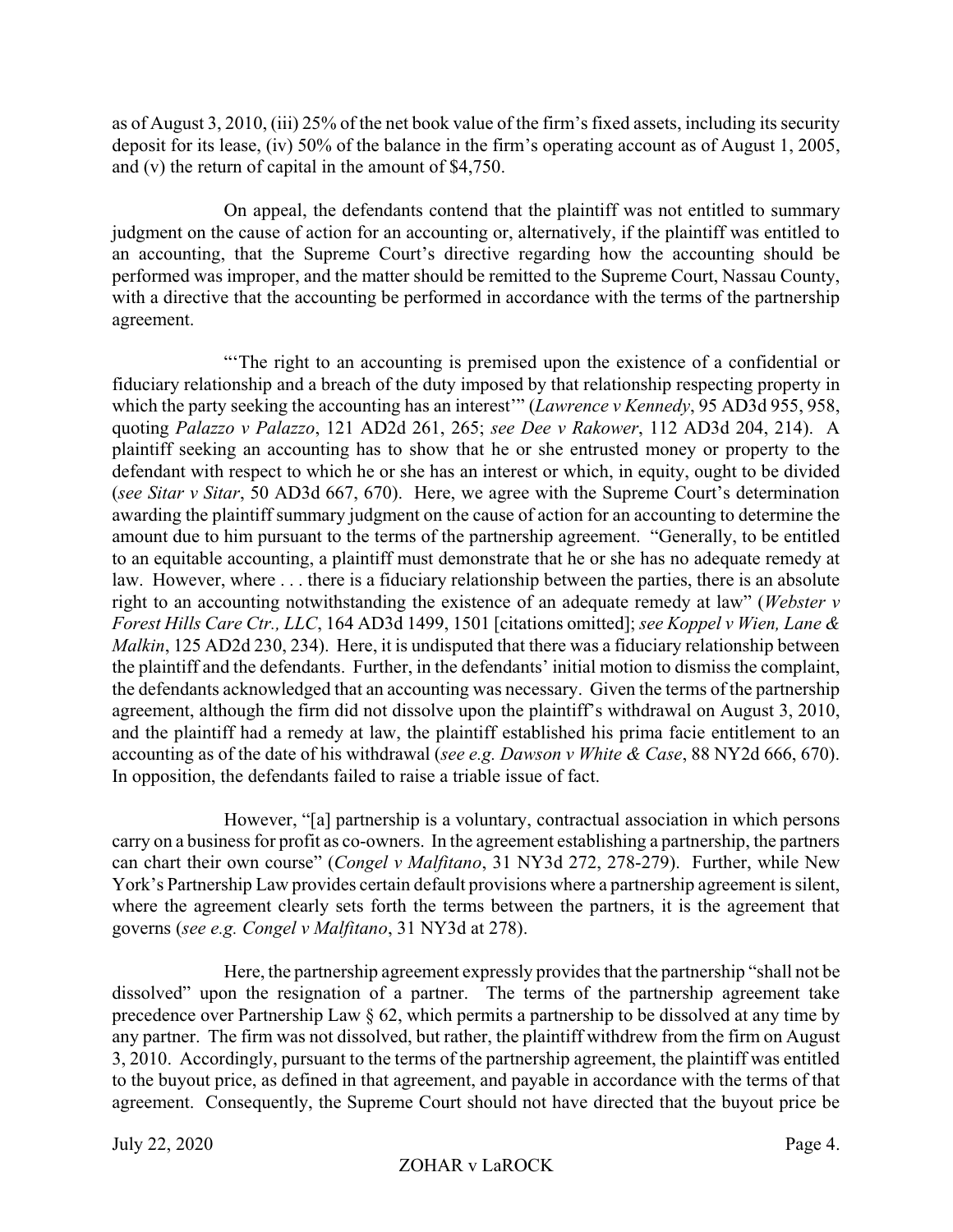as of August 3, 2010, (iii) 25% of the net book value of the firm's fixed assets, including its security deposit for its lease, (iv) 50% of the balance in the firm's operating account as of August 1, 2005, and (v) the return of capital in the amount of $4,750.

On appeal, the defendants contend that the plaintiff was not entitled to summary judgment on the cause of action for an accounting or, alternatively, if the plaintiff was entitled to an accounting, that the Supreme Court's directive regarding how the accounting should be performed was improper, and the matter should be remitted to the Supreme Court, Nassau County, with a directive that the accounting be performed in accordance with the terms of the partnership agreement.

"'The right to an accounting is premised upon the existence of a confidential or fiduciary relationship and a breach of the duty imposed by that relationship respecting property in which the party seeking the accounting has an interest'" (*Lawrence v Kennedy*, 95 AD3d 955, 958, quoting *Palazzo v Palazzo*, 121 AD2d 261, 265; *see Dee v Rakower*, 112 AD3d 204, 214). A plaintiff seeking an accounting has to show that he or she entrusted money or property to the defendant with respect to which he or she has an interest or which, in equity, ought to be divided (*see Sitar v Sitar*, 50 AD3d 667, 670). Here, we agree with the Supreme Court's determination awarding the plaintiff summary judgment on the cause of action for an accounting to determine the amount due to him pursuant to the terms of the partnership agreement. "Generally, to be entitled to an equitable accounting, a plaintiff must demonstrate that he or she has no adequate remedy at law. However, where . . . there is a fiduciary relationship between the parties, there is an absolute right to an accounting notwithstanding the existence of an adequate remedy at law" (*Webster v Forest Hills Care Ctr., LLC*, 164 AD3d 1499, 1501 [citations omitted]; *see Koppel v Wien, Lane & Malkin*, 125 AD2d 230, 234). Here, it is undisputed that there was a fiduciary relationship between the plaintiff and the defendants. Further, in the defendants' initial motion to dismiss the complaint, the defendants acknowledged that an accounting was necessary. Given the terms of the partnership agreement, although the firm did not dissolve upon the plaintiff's withdrawal on August 3, 2010, and the plaintiff had a remedy at law, the plaintiff established his prima facie entitlement to an accounting as of the date of his withdrawal (*see e.g. Dawson v White & Case*, 88 NY2d 666, 670). In opposition, the defendants failed to raise a triable issue of fact.

However, "[a] partnership is a voluntary, contractual association in which persons carry on a business for profit as co-owners. In the agreement establishing a partnership, the partners can chart their own course" (*Congel v Malfitano*, 31 NY3d 272, 278-279). Further, while New York's Partnership Law provides certain default provisions where a partnership agreement is silent, where the agreement clearly sets forth the terms between the partners, it is the agreement that governs (*see e.g. Congel v Malfitano*, 31 NY3d at 278).

Here, the partnership agreement expressly provides that the partnership "shall not be dissolved" upon the resignation of a partner. The terms of the partnership agreement take precedence over Partnership Law § 62, which permits a partnership to be dissolved at any time by any partner. The firm was not dissolved, but rather, the plaintiff withdrew from the firm on August 3, 2010. Accordingly, pursuant to the terms of the partnership agreement, the plaintiff was entitled to the buyout price, as defined in that agreement, and payable in accordance with the terms of that agreement. Consequently, the Supreme Court should not have directed that the buyout price be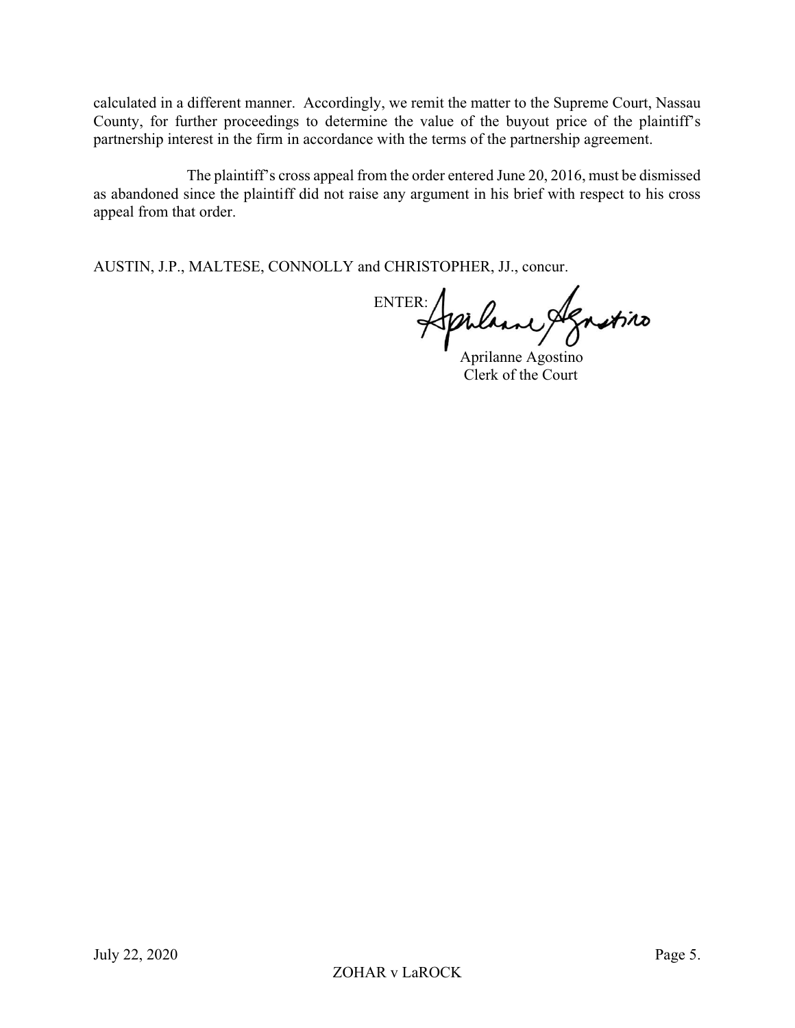calculated in a different manner. Accordingly, we remit the matter to the Supreme Court, Nassau County, for further proceedings to determine the value of the buyout price of the plaintiff's partnership interest in the firm in accordance with the terms of the partnership agreement.

The plaintiff's cross appeal from the order entered June 20, 2016, must be dismissed as abandoned since the plaintiff did not raise any argument in his brief with respect to his cross appeal from that order.

AUSTIN, J.P., MALTESE, CONNOLLY and CHRISTOPHER, JJ., concur.

ENTER:

Aprilanne Agostino
Clerk of the Court